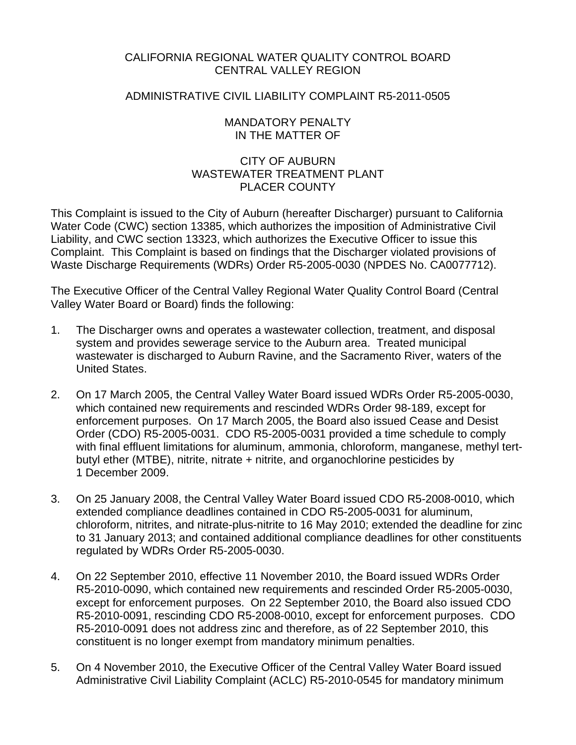# CALIFORNIA REGIONAL WATER QUALITY CONTROL BOARD
# CENTRAL VALLEY REGION

## ADMINISTRATIVE CIVIL LIABILITY COMPLAINT R5-2011-0505

## MANDATORY PENALTY
## IN THE MATTER OF

## CITY OF AUBURN
## WASTEWATER TREATMENT PLANT
## PLACER COUNTY

This Complaint is issued to the City of Auburn (hereafter Discharger) pursuant to California Water Code (CWC) section 13385, which authorizes the imposition of Administrative Civil Liability, and CWC section 13323, which authorizes the Executive Officer to issue this Complaint. This Complaint is based on findings that the Discharger violated provisions of Waste Discharge Requirements (WDRs) Order R5-2005-0030 (NPDES No. CA0077712).

The Executive Officer of the Central Valley Regional Water Quality Control Board (Central Valley Water Board or Board) finds the following:

1. The Discharger owns and operates a wastewater collection, treatment, and disposal system and provides sewerage service to the Auburn area. Treated municipal wastewater is discharged to Auburn Ravine, and the Sacramento River, waters of the United States.

2. On 17 March 2005, the Central Valley Water Board issued WDRs Order R5-2005-0030, which contained new requirements and rescinded WDRs Order 98-189, except for enforcement purposes. On 17 March 2005, the Board also issued Cease and Desist Order (CDO) R5-2005-0031. CDO R5-2005-0031 provided a time schedule to comply with final effluent limitations for aluminum, ammonia, chloroform, manganese, methyl tert-butyl ether (MTBE), nitrite, nitrate + nitrite, and organochlorine pesticides by 1 December 2009.

3. On 25 January 2008, the Central Valley Water Board issued CDO R5-2008-0010, which extended compliance deadlines contained in CDO R5-2005-0031 for aluminum, chloroform, nitrites, and nitrate-plus-nitrite to 16 May 2010; extended the deadline for zinc to 31 January 2013; and contained additional compliance deadlines for other constituents regulated by WDRs Order R5-2005-0030.

4. On 22 September 2010, effective 11 November 2010, the Board issued WDRs Order R5-2010-0090, which contained new requirements and rescinded Order R5-2005-0030, except for enforcement purposes. On 22 September 2010, the Board also issued CDO R5-2010-0091, rescinding CDO R5-2008-0010, except for enforcement purposes. CDO R5-2010-0091 does not address zinc and therefore, as of 22 September 2010, this constituent is no longer exempt from mandatory minimum penalties.

5. On 4 November 2010, the Executive Officer of the Central Valley Water Board issued Administrative Civil Liability Complaint (ACLC) R5-2010-0545 for mandatory minimum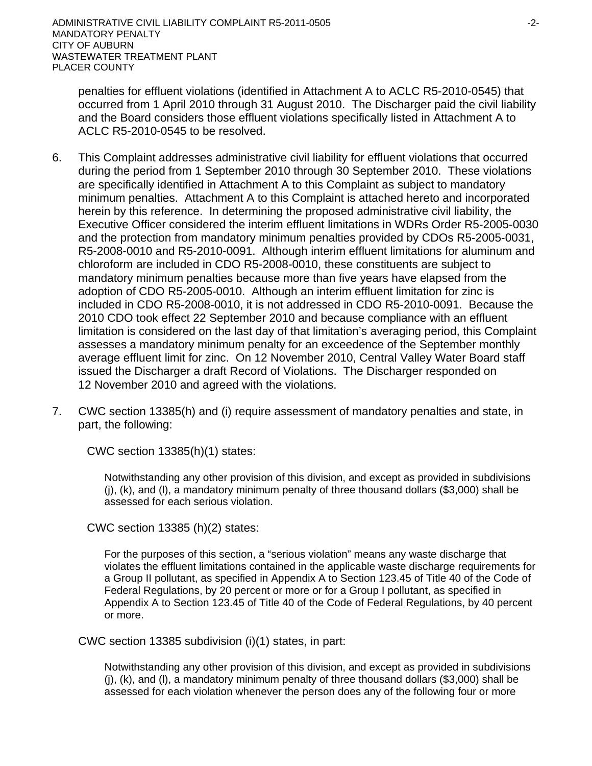penalties for effluent violations (identified in Attachment A to ACLC R5-2010-0545) that occurred from 1 April 2010 through 31 August 2010. The Discharger paid the civil liability and the Board considers those effluent violations specifically listed in Attachment A to ACLC R5-2010-0545 to be resolved.

6. This Complaint addresses administrative civil liability for effluent violations that occurred during the period from 1 September 2010 through 30 September 2010. These violations are specifically identified in Attachment A to this Complaint as subject to mandatory minimum penalties. Attachment A to this Complaint is attached hereto and incorporated herein by this reference. In determining the proposed administrative civil liability, the Executive Officer considered the interim effluent limitations in WDRs Order R5-2005-0030 and the protection from mandatory minimum penalties provided by CDOs R5-2005-0031, R5-2008-0010 and R5-2010-0091. Although interim effluent limitations for aluminum and chloroform are included in CDO R5-2008-0010, these constituents are subject to mandatory minimum penalties because more than five years have elapsed from the adoption of CDO R5-2005-0010. Although an interim effluent limitation for zinc is included in CDO R5-2008-0010, it is not addressed in CDO R5-2010-0091. Because the 2010 CDO took effect 22 September 2010 and because compliance with an effluent limitation is considered on the last day of that limitation's averaging period, this Complaint assesses a mandatory minimum penalty for an exceedence of the September monthly average effluent limit for zinc. On 12 November 2010, Central Valley Water Board staff issued the Discharger a draft Record of Violations. The Discharger responded on 12 November 2010 and agreed with the violations.

7. CWC section 13385(h) and (i) require assessment of mandatory penalties and state, in part, the following:

   CWC section 13385(h)(1) states:

   > Notwithstanding any other provision of this division, and except as provided in subdivisions (j), (k), and (l), a mandatory minimum penalty of three thousand dollars ($3,000) shall be assessed for each serious violation.

   CWC section 13385 (h)(2) states:

   > For the purposes of this section, a "serious violation" means any waste discharge that violates the effluent limitations contained in the applicable waste discharge requirements for a Group II pollutant, as specified in Appendix A to Section 123.45 of Title 40 of the Code of Federal Regulations, by 20 percent or more or for a Group I pollutant, as specified in Appendix A to Section 123.45 of Title 40 of the Code of Federal Regulations, by 40 percent or more.

   CWC section 13385 subdivision (i)(1) states, in part:

   > Notwithstanding any other provision of this division, and except as provided in subdivisions (j), (k), and (l), a mandatory minimum penalty of three thousand dollars ($3,000) shall be assessed for each violation whenever the person does any of the following four or more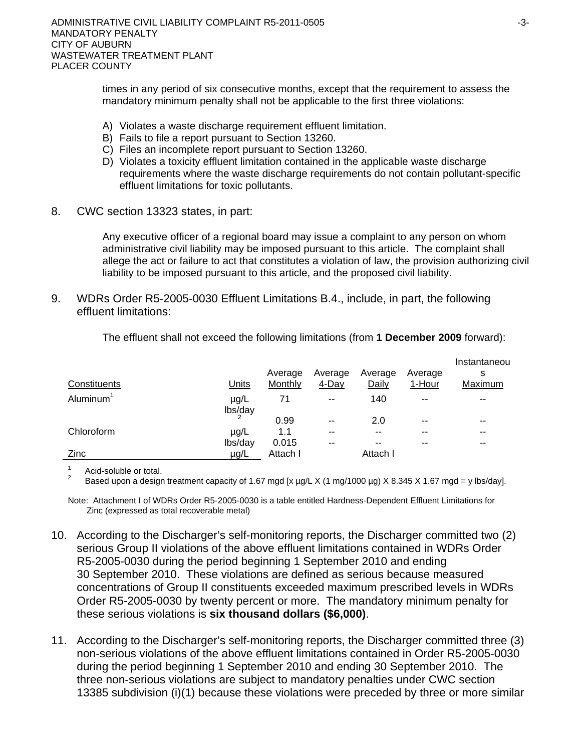times in any period of six consecutive months, except that the requirement to assess the mandatory minimum penalty shall not be applicable to the first three violations:

A) Violates a waste discharge requirement effluent limitation.
B) Fails to file a report pursuant to Section 13260.
C) Files an incomplete report pursuant to Section 13260.
D) Violates a toxicity effluent limitation contained in the applicable waste discharge requirements where the waste discharge requirements do not contain pollutant-specific effluent limitations for toxic pollutants.

8. CWC section 13323 states, in part:

   Any executive officer of a regional board may issue a complaint to any person on whom administrative civil liability may be imposed pursuant to this article. The complaint shall allege the act or failure to act that constitutes a violation of law, the provision authorizing civil liability to be imposed pursuant to this article, and the proposed civil liability.

9. WDRs Order R5-2005-0030 Effluent Limitations B.4., include, in part, the following effluent limitations:

   The effluent shall not exceed the following limitations (from **1 December 2009** forward):

| Constituents | Units | Average Monthly | Average 4-Day | Average Daily | Average 1-Hour | Instantaneous Maximum |
|---|---|---|---|---|---|---|
| Aluminum[1] | µg/L | 71 | -- | 140 | -- | -- |
| | lbs/day[2] | 0.99 | -- | 2.0 | -- | -- |
| Chloroform | µg/L | 1.1 | -- | -- | -- | -- |
| | lbs/day | 0.015 | -- | -- | -- | -- |
| Zinc | µg/L | Attach I | | Attach I | | |

[1] Acid-soluble or total.
[2] Based upon a design treatment capacity of 1.67 mgd [x µg/L X (1 mg/1000 µg) X 8.345 X 1.67 mgd = y lbs/day].

Note: Attachment I of WDRs Order R5-2005-0030 is a table entitled Hardness-Dependent Effluent Limitations for Zinc (expressed as total recoverable metal)

10. According to the Discharger's self-monitoring reports, the Discharger committed two (2) serious Group II violations of the above effluent limitations contained in WDRs Order R5-2005-0030 during the period beginning 1 September 2010 and ending 30 September 2010. These violations are defined as serious because measured concentrations of Group II constituents exceeded maximum prescribed levels in WDRs Order R5-2005-0030 by twenty percent or more. The mandatory minimum penalty for these serious violations is **six thousand dollars ($6,000)**.

11. According to the Discharger's self-monitoring reports, the Discharger committed three (3) non-serious violations of the above effluent limitations contained in Order R5-2005-0030 during the period beginning 1 September 2010 and ending 30 September 2010. The three non-serious violations are subject to mandatory penalties under CWC section 13385 subdivision (i)(1) because these violations were preceded by three or more similar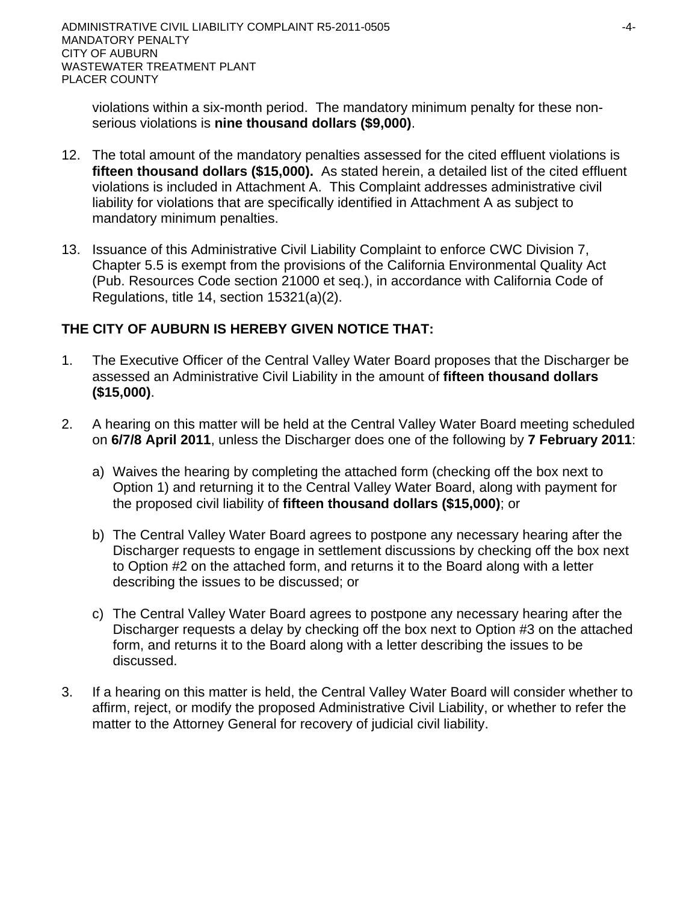violations within a six-month period. The mandatory minimum penalty for these non-serious violations is **nine thousand dollars ($9,000)**.

12. The total amount of the mandatory penalties assessed for the cited effluent violations is **fifteen thousand dollars ($15,000).** As stated herein, a detailed list of the cited effluent violations is included in Attachment A. This Complaint addresses administrative civil liability for violations that are specifically identified in Attachment A as subject to mandatory minimum penalties.

13. Issuance of this Administrative Civil Liability Complaint to enforce CWC Division 7, Chapter 5.5 is exempt from the provisions of the California Environmental Quality Act (Pub. Resources Code section 21000 et seq.), in accordance with California Code of Regulations, title 14, section 15321(a)(2).

**THE CITY OF AUBURN IS HEREBY GIVEN NOTICE THAT:**

1. The Executive Officer of the Central Valley Water Board proposes that the Discharger be assessed an Administrative Civil Liability in the amount of **fifteen thousand dollars ($15,000)**.

2. A hearing on this matter will be held at the Central Valley Water Board meeting scheduled on **6/7/8 April 2011**, unless the Discharger does one of the following by **7 February 2011**:

   a) Waives the hearing by completing the attached form (checking off the box next to Option 1) and returning it to the Central Valley Water Board, along with payment for the proposed civil liability of **fifteen thousand dollars ($15,000)**; or

   b) The Central Valley Water Board agrees to postpone any necessary hearing after the Discharger requests to engage in settlement discussions by checking off the box next to Option #2 on the attached form, and returns it to the Board along with a letter describing the issues to be discussed; or

   c) The Central Valley Water Board agrees to postpone any necessary hearing after the Discharger requests a delay by checking off the box next to Option #3 on the attached form, and returns it to the Board along with a letter describing the issues to be discussed.

3. If a hearing on this matter is held, the Central Valley Water Board will consider whether to affirm, reject, or modify the proposed Administrative Civil Liability, or whether to refer the matter to the Attorney General for recovery of judicial civil liability.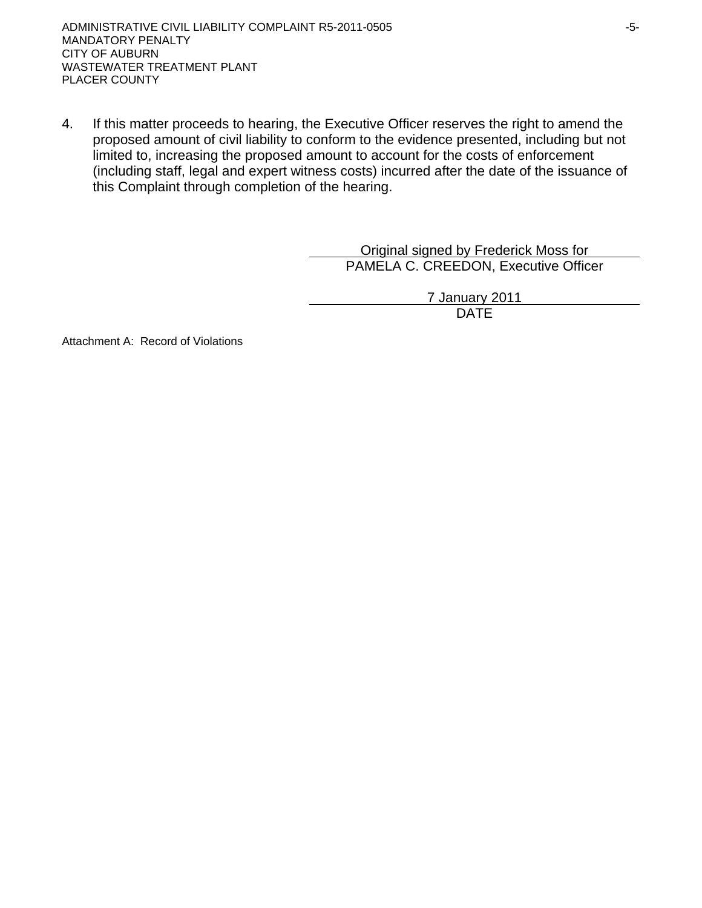4. If this matter proceeds to hearing, the Executive Officer reserves the right to amend the proposed amount of civil liability to conform to the evidence presented, including but not limited to, increasing the proposed amount to account for the costs of enforcement (including staff, legal and expert witness costs) incurred after the date of the issuance of this Complaint through completion of the hearing.

Original signed by Frederick Moss for
PAMELA C. CREEDON, Executive Officer

7 January 2011
DATE

Attachment A: Record of Violations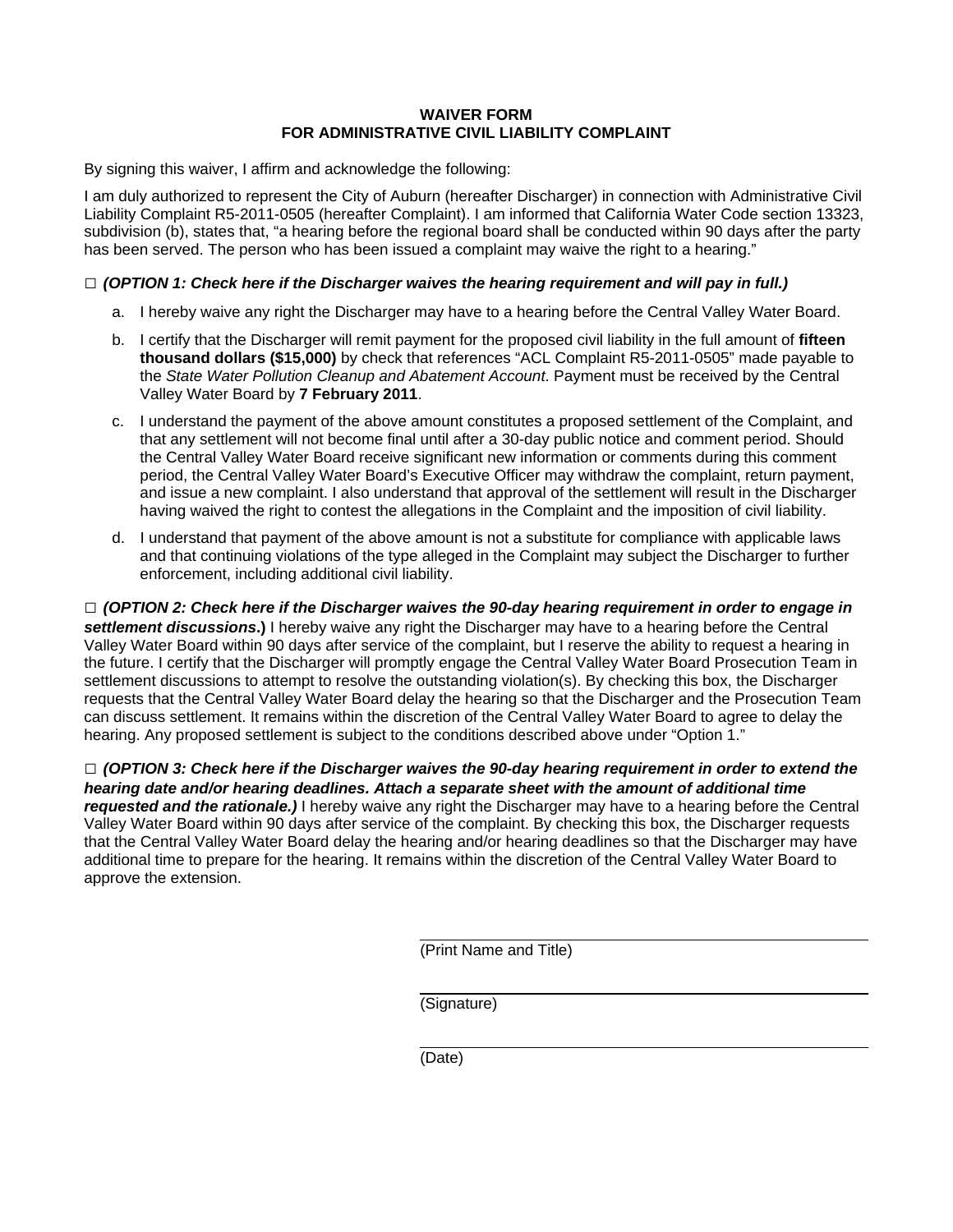# WAIVER FORM
# FOR ADMINISTRATIVE CIVIL LIABILITY COMPLAINT

By signing this waiver, I affirm and acknowledge the following:

I am duly authorized to represent the City of Auburn (hereafter Discharger) in connection with Administrative Civil Liability Complaint R5-2011-0505 (hereafter Complaint). I am informed that California Water Code section 13323, subdivision (b), states that, "a hearing before the regional board shall be conducted within 90 days after the party has been served. The person who has been issued a complaint may waive the right to a hearing."

□ ***(OPTION 1: Check here if the Discharger waives the hearing requirement and will pay in full.)***

a. I hereby waive any right the Discharger may have to a hearing before the Central Valley Water Board.

b. I certify that the Discharger will remit payment for the proposed civil liability in the full amount of **fifteen thousand dollars ($15,000)** by check that references "ACL Complaint R5-2011-0505" made payable to the *State Water Pollution Cleanup and Abatement Account*. Payment must be received by the Central Valley Water Board by **7 February 2011**.

c. I understand the payment of the above amount constitutes a proposed settlement of the Complaint, and that any settlement will not become final until after a 30-day public notice and comment period. Should the Central Valley Water Board receive significant new information or comments during this comment period, the Central Valley Water Board's Executive Officer may withdraw the complaint, return payment, and issue a new complaint. I also understand that approval of the settlement will result in the Discharger having waived the right to contest the allegations in the Complaint and the imposition of civil liability.

d. I understand that payment of the above amount is not a substitute for compliance with applicable laws and that continuing violations of the type alleged in the Complaint may subject the Discharger to further enforcement, including additional civil liability.

□ ***(OPTION 2: Check here if the Discharger waives the 90-day hearing requirement in order to engage in settlement discussions*.)** I hereby waive any right the Discharger may have to a hearing before the Central Valley Water Board within 90 days after service of the complaint, but I reserve the ability to request a hearing in the future. I certify that the Discharger will promptly engage the Central Valley Water Board Prosecution Team in settlement discussions to attempt to resolve the outstanding violation(s). By checking this box, the Discharger requests that the Central Valley Water Board delay the hearing so that the Discharger and the Prosecution Team can discuss settlement. It remains within the discretion of the Central Valley Water Board to agree to delay the hearing. Any proposed settlement is subject to the conditions described above under "Option 1."

□ ***(OPTION 3: Check here if the Discharger waives the 90-day hearing requirement in order to extend the hearing date and/or hearing deadlines. Attach a separate sheet with the amount of additional time requested and the rationale.)*** I hereby waive any right the Discharger may have to a hearing before the Central Valley Water Board within 90 days after service of the complaint. By checking this box, the Discharger requests that the Central Valley Water Board delay the hearing and/or hearing deadlines so that the Discharger may have additional time to prepare for the hearing. It remains within the discretion of the Central Valley Water Board to approve the extension.

\_\_\_\_\_\_\_\_\_\_\_\_\_\_\_\_\_\_\_\_\_\_\_\_\_\_\_\_\_\_\_\_\_\_\_\_\_\_\_\_
(Print Name and Title)

\_\_\_\_\_\_\_\_\_\_\_\_\_\_\_\_\_\_\_\_\_\_\_\_\_\_\_\_\_\_\_\_\_\_\_\_\_\_\_\_
(Signature)

\_\_\_\_\_\_\_\_\_\_\_\_\_\_\_\_\_\_\_\_\_\_\_\_\_\_\_\_\_\_\_\_\_\_\_\_\_\_\_\_
(Date)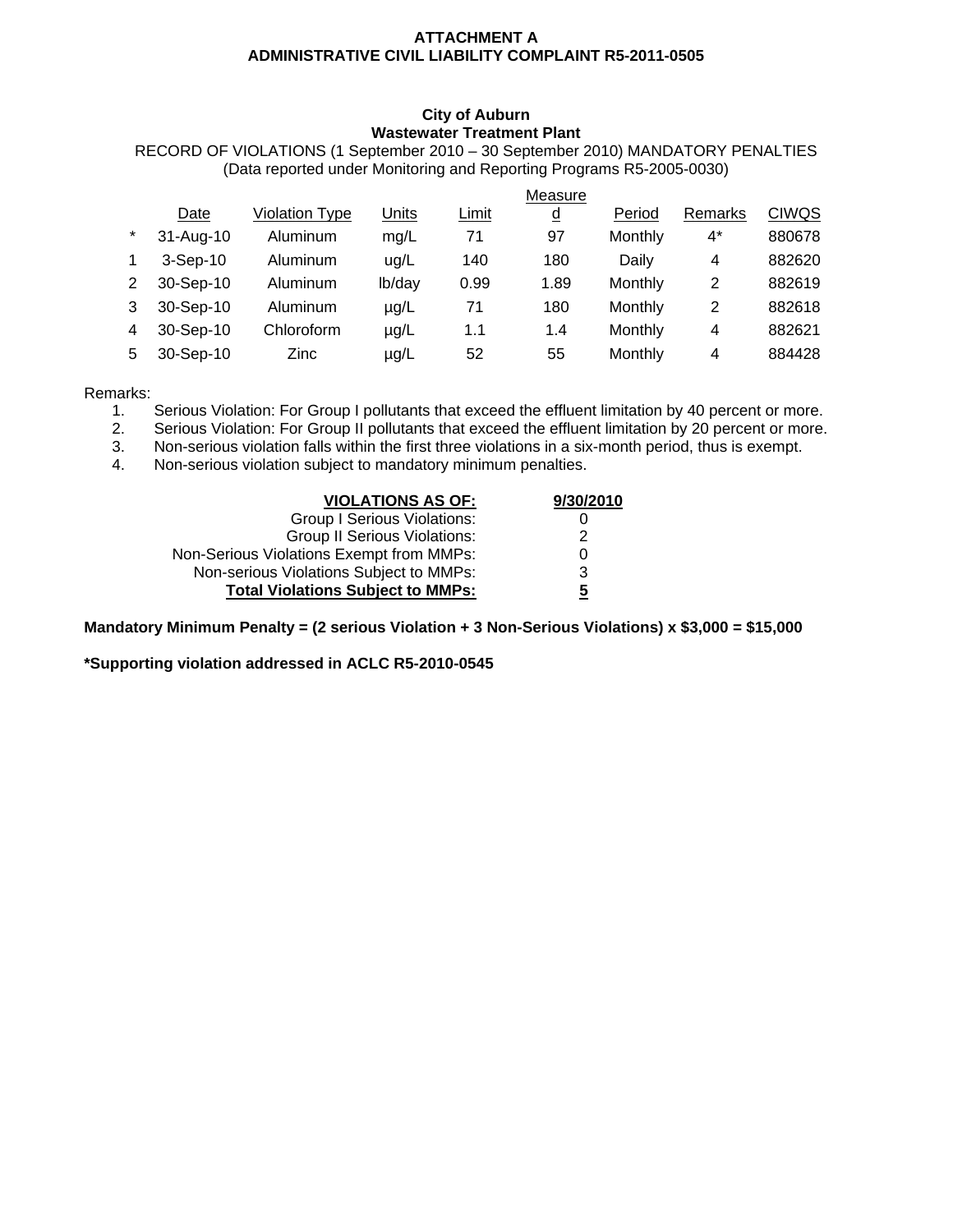**ATTACHMENT A**
**ADMINISTRATIVE CIVIL LIABILITY COMPLAINT R5-2011-0505**

**City of Auburn**
**Wastewater Treatment Plant**
RECORD OF VIOLATIONS (1 September 2010 – 30 September 2010) MANDATORY PENALTIES
(Data reported under Monitoring and Reporting Programs R5-2005-0030)

| | Date | Violation Type | Units | Limit | Measured | Period | Remarks | CIWQS |
|---|---|---|---|---|---|---|---|---|
| * | 31-Aug-10 | Aluminum | mg/L | 71 | 97 | Monthly | 4* | 880678 |
| 1 | 3-Sep-10 | Aluminum | ug/L | 140 | 180 | Daily | 4 | 882620 |
| 2 | 30-Sep-10 | Aluminum | lb/day | 0.99 | 1.89 | Monthly | 2 | 882619 |
| 3 | 30-Sep-10 | Aluminum | µg/L | 71 | 180 | Monthly | 2 | 882618 |
| 4 | 30-Sep-10 | Chloroform | µg/L | 1.1 | 1.4 | Monthly | 4 | 882621 |
| 5 | 30-Sep-10 | Zinc | µg/L | 52 | 55 | Monthly | 4 | 884428 |

Remarks:

1. Serious Violation: For Group I pollutants that exceed the effluent limitation by 40 percent or more.
2. Serious Violation: For Group II pollutants that exceed the effluent limitation by 20 percent or more.
3. Non-serious violation falls within the first three violations in a six-month period, thus is exempt.
4. Non-serious violation subject to mandatory minimum penalties.

| **VIOLATIONS AS OF:** | **9/30/2010** |
|---|---|
| Group I Serious Violations: | 0 |
| Group II Serious Violations: | 2 |
| Non-Serious Violations Exempt from MMPs: | 0 |
| Non-serious Violations Subject to MMPs: | 3 |
| **Total Violations Subject to MMPs:** | **5** |

**Mandatory Minimum Penalty = (2 serious Violation + 3 Non-Serious Violations) x $3,000 = $15,000**

**\*Supporting violation addressed in ACLC R5-2010-0545**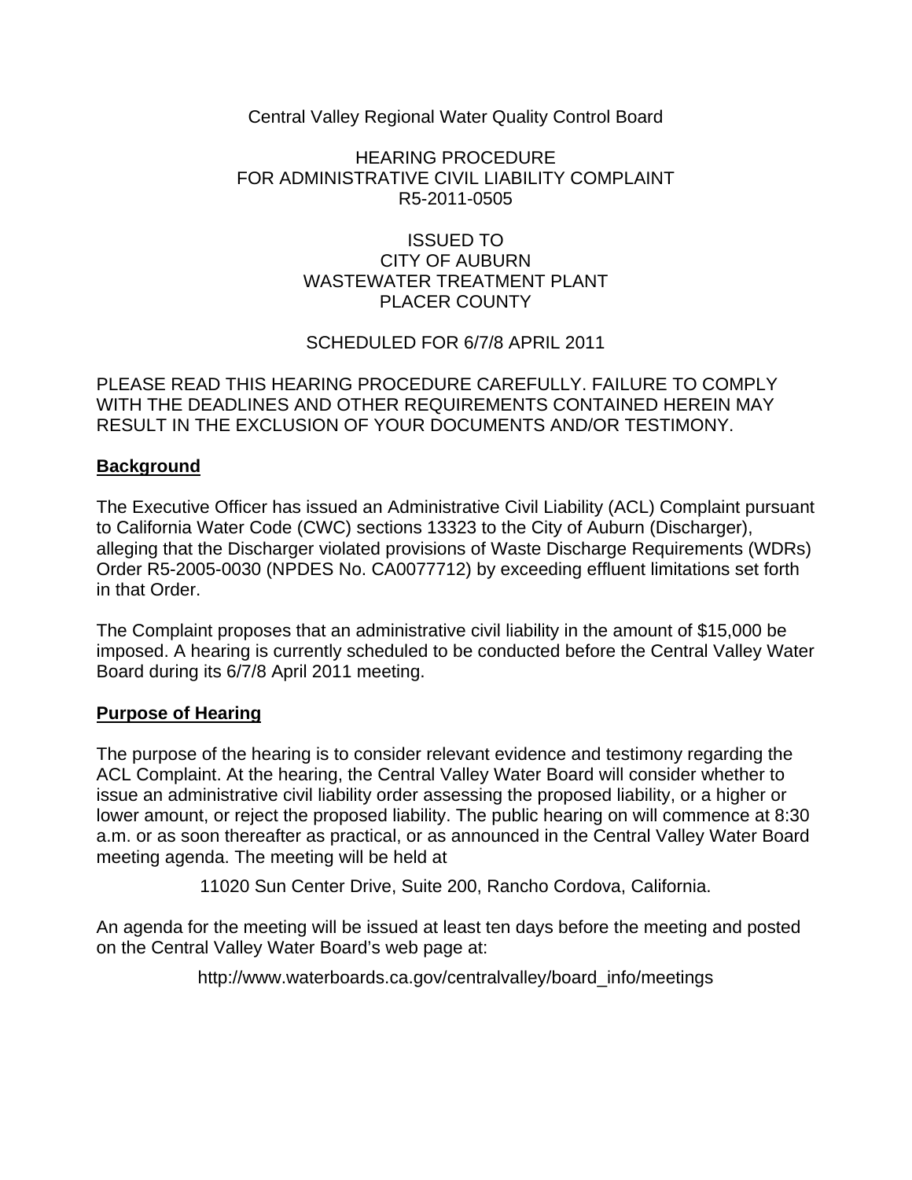Central Valley Regional Water Quality Control Board

HEARING PROCEDURE
FOR ADMINISTRATIVE CIVIL LIABILITY COMPLAINT
R5-2011-0505

ISSUED TO
CITY OF AUBURN
WASTEWATER TREATMENT PLANT
PLACER COUNTY

SCHEDULED FOR 6/7/8 APRIL 2011

PLEASE READ THIS HEARING PROCEDURE CAREFULLY. FAILURE TO COMPLY WITH THE DEADLINES AND OTHER REQUIREMENTS CONTAINED HEREIN MAY RESULT IN THE EXCLUSION OF YOUR DOCUMENTS AND/OR TESTIMONY.

## Background

The Executive Officer has issued an Administrative Civil Liability (ACL) Complaint pursuant to California Water Code (CWC) sections 13323 to the City of Auburn (Discharger), alleging that the Discharger violated provisions of Waste Discharge Requirements (WDRs) Order R5-2005-0030 (NPDES No. CA0077712) by exceeding effluent limitations set forth in that Order.

The Complaint proposes that an administrative civil liability in the amount of $15,000 be imposed. A hearing is currently scheduled to be conducted before the Central Valley Water Board during its 6/7/8 April 2011 meeting.

## Purpose of Hearing

The purpose of the hearing is to consider relevant evidence and testimony regarding the ACL Complaint. At the hearing, the Central Valley Water Board will consider whether to issue an administrative civil liability order assessing the proposed liability, or a higher or lower amount, or reject the proposed liability. The public hearing on will commence at 8:30 a.m. or as soon thereafter as practical, or as announced in the Central Valley Water Board meeting agenda. The meeting will be held at

11020 Sun Center Drive, Suite 200, Rancho Cordova, California.

An agenda for the meeting will be issued at least ten days before the meeting and posted on the Central Valley Water Board's web page at:

http://www.waterboards.ca.gov/centralvalley/board_info/meetings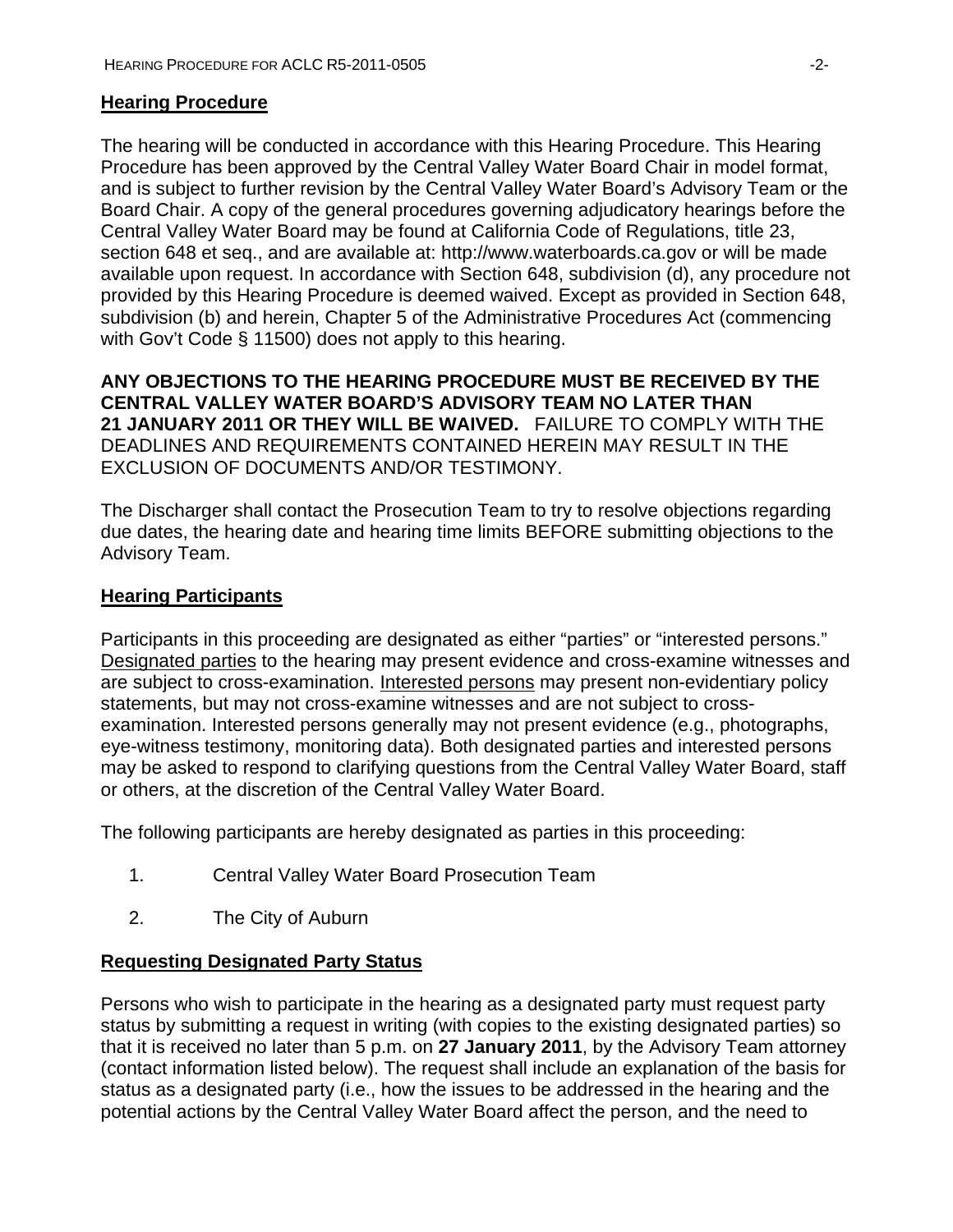## Hearing Procedure

The hearing will be conducted in accordance with this Hearing Procedure. This Hearing Procedure has been approved by the Central Valley Water Board Chair in model format, and is subject to further revision by the Central Valley Water Board's Advisory Team or the Board Chair. A copy of the general procedures governing adjudicatory hearings before the Central Valley Water Board may be found at California Code of Regulations, title 23, section 648 et seq., and are available at: http://www.waterboards.ca.gov or will be made available upon request. In accordance with Section 648, subdivision (d), any procedure not provided by this Hearing Procedure is deemed waived. Except as provided in Section 648, subdivision (b) and herein, Chapter 5 of the Administrative Procedures Act (commencing with Gov't Code § 11500) does not apply to this hearing.

**ANY OBJECTIONS TO THE HEARING PROCEDURE MUST BE RECEIVED BY THE CENTRAL VALLEY WATER BOARD'S ADVISORY TEAM NO LATER THAN 21 JANUARY 2011 OR THEY WILL BE WAIVED.** FAILURE TO COMPLY WITH THE DEADLINES AND REQUIREMENTS CONTAINED HEREIN MAY RESULT IN THE EXCLUSION OF DOCUMENTS AND/OR TESTIMONY.

The Discharger shall contact the Prosecution Team to try to resolve objections regarding due dates, the hearing date and hearing time limits BEFORE submitting objections to the Advisory Team.

## Hearing Participants

Participants in this proceeding are designated as either "parties" or "interested persons." Designated parties to the hearing may present evidence and cross-examine witnesses and are subject to cross-examination. Interested persons may present non-evidentiary policy statements, but may not cross-examine witnesses and are not subject to cross-examination. Interested persons generally may not present evidence (e.g., photographs, eye-witness testimony, monitoring data). Both designated parties and interested persons may be asked to respond to clarifying questions from the Central Valley Water Board, staff or others, at the discretion of the Central Valley Water Board.

The following participants are hereby designated as parties in this proceeding:

1. Central Valley Water Board Prosecution Team
2. The City of Auburn

## Requesting Designated Party Status

Persons who wish to participate in the hearing as a designated party must request party status by submitting a request in writing (with copies to the existing designated parties) so that it is received no later than 5 p.m. on **27 January 2011**, by the Advisory Team attorney (contact information listed below). The request shall include an explanation of the basis for status as a designated party (i.e., how the issues to be addressed in the hearing and the potential actions by the Central Valley Water Board affect the person, and the need to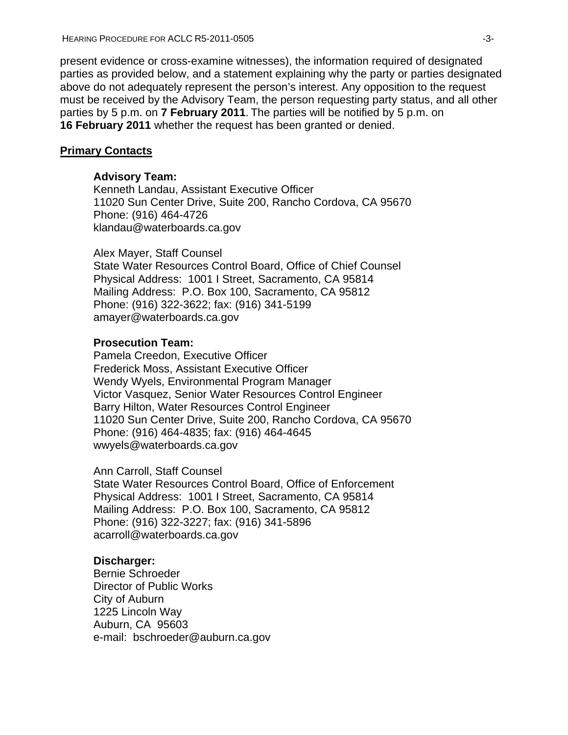present evidence or cross-examine witnesses), the information required of designated parties as provided below, and a statement explaining why the party or parties designated above do not adequately represent the person's interest. Any opposition to the request must be received by the Advisory Team, the person requesting party status, and all other parties by 5 p.m. on **7 February 2011**. The parties will be notified by 5 p.m. on **16 February 2011** whether the request has been granted or denied.

## Primary Contacts

**Advisory Team:**
Kenneth Landau, Assistant Executive Officer
11020 Sun Center Drive, Suite 200, Rancho Cordova, CA 95670
Phone: (916) 464-4726
klandau@waterboards.ca.gov

Alex Mayer, Staff Counsel
State Water Resources Control Board, Office of Chief Counsel
Physical Address: 1001 I Street, Sacramento, CA 95814
Mailing Address: P.O. Box 100, Sacramento, CA 95812
Phone: (916) 322-3622; fax: (916) 341-5199
amayer@waterboards.ca.gov

**Prosecution Team:**
Pamela Creedon, Executive Officer
Frederick Moss, Assistant Executive Officer
Wendy Wyels, Environmental Program Manager
Victor Vasquez, Senior Water Resources Control Engineer
Barry Hilton, Water Resources Control Engineer
11020 Sun Center Drive, Suite 200, Rancho Cordova, CA 95670
Phone: (916) 464-4835; fax: (916) 464-4645
wwyels@waterboards.ca.gov

Ann Carroll, Staff Counsel
State Water Resources Control Board, Office of Enforcement
Physical Address: 1001 I Street, Sacramento, CA 95814
Mailing Address: P.O. Box 100, Sacramento, CA 95812
Phone: (916) 322-3227; fax: (916) 341-5896
acarroll@waterboards.ca.gov

**Discharger:**
Bernie Schroeder
Director of Public Works
City of Auburn
1225 Lincoln Way
Auburn, CA 95603
e-mail: bschroeder@auburn.ca.gov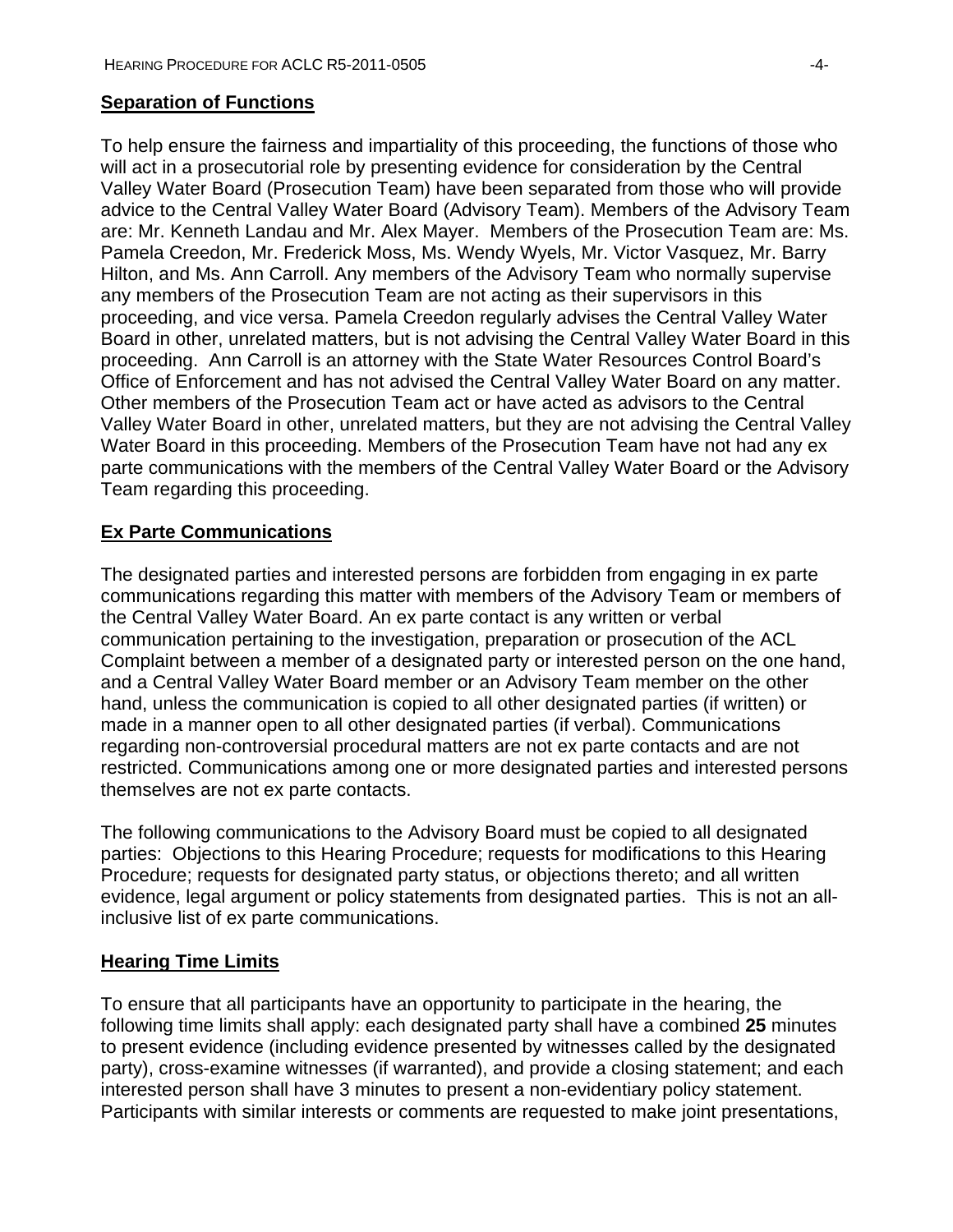## Separation of Functions

To help ensure the fairness and impartiality of this proceeding, the functions of those who will act in a prosecutorial role by presenting evidence for consideration by the Central Valley Water Board (Prosecution Team) have been separated from those who will provide advice to the Central Valley Water Board (Advisory Team). Members of the Advisory Team are: Mr. Kenneth Landau and Mr. Alex Mayer. Members of the Prosecution Team are: Ms. Pamela Creedon, Mr. Frederick Moss, Ms. Wendy Wyels, Mr. Victor Vasquez, Mr. Barry Hilton, and Ms. Ann Carroll. Any members of the Advisory Team who normally supervise any members of the Prosecution Team are not acting as their supervisors in this proceeding, and vice versa. Pamela Creedon regularly advises the Central Valley Water Board in other, unrelated matters, but is not advising the Central Valley Water Board in this proceeding. Ann Carroll is an attorney with the State Water Resources Control Board's Office of Enforcement and has not advised the Central Valley Water Board on any matter. Other members of the Prosecution Team act or have acted as advisors to the Central Valley Water Board in other, unrelated matters, but they are not advising the Central Valley Water Board in this proceeding. Members of the Prosecution Team have not had any ex parte communications with the members of the Central Valley Water Board or the Advisory Team regarding this proceeding.

## Ex Parte Communications

The designated parties and interested persons are forbidden from engaging in ex parte communications regarding this matter with members of the Advisory Team or members of the Central Valley Water Board. An ex parte contact is any written or verbal communication pertaining to the investigation, preparation or prosecution of the ACL Complaint between a member of a designated party or interested person on the one hand, and a Central Valley Water Board member or an Advisory Team member on the other hand, unless the communication is copied to all other designated parties (if written) or made in a manner open to all other designated parties (if verbal). Communications regarding non-controversial procedural matters are not ex parte contacts and are not restricted. Communications among one or more designated parties and interested persons themselves are not ex parte contacts.

The following communications to the Advisory Board must be copied to all designated parties: Objections to this Hearing Procedure; requests for modifications to this Hearing Procedure; requests for designated party status, or objections thereto; and all written evidence, legal argument or policy statements from designated parties. This is not an all-inclusive list of ex parte communications.

## Hearing Time Limits

To ensure that all participants have an opportunity to participate in the hearing, the following time limits shall apply: each designated party shall have a combined **25** minutes to present evidence (including evidence presented by witnesses called by the designated party), cross-examine witnesses (if warranted), and provide a closing statement; and each interested person shall have 3 minutes to present a non-evidentiary policy statement. Participants with similar interests or comments are requested to make joint presentations,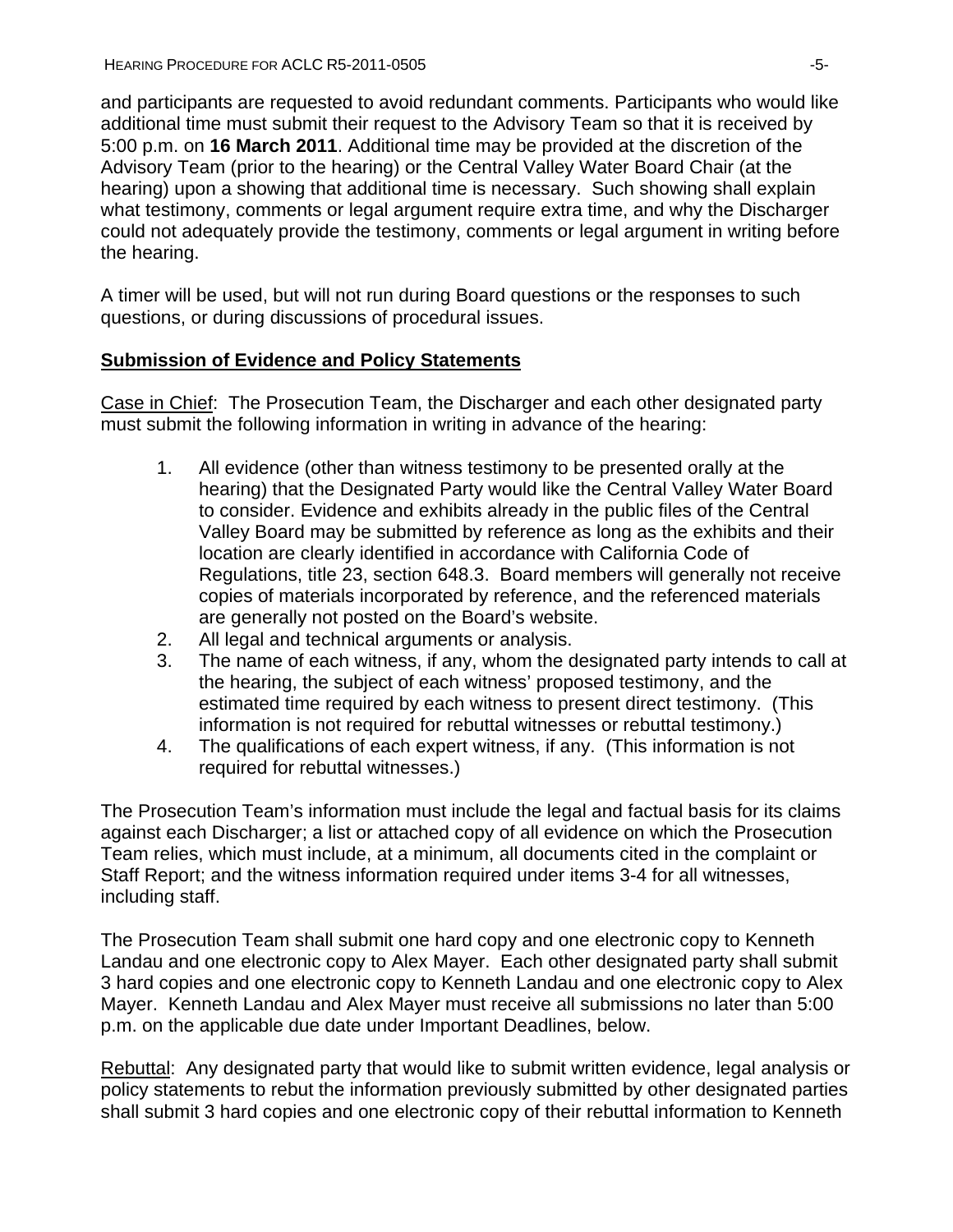and participants are requested to avoid redundant comments. Participants who would like additional time must submit their request to the Advisory Team so that it is received by 5:00 p.m. on **16 March 2011**. Additional time may be provided at the discretion of the Advisory Team (prior to the hearing) or the Central Valley Water Board Chair (at the hearing) upon a showing that additional time is necessary. Such showing shall explain what testimony, comments or legal argument require extra time, and why the Discharger could not adequately provide the testimony, comments or legal argument in writing before the hearing.

A timer will be used, but will not run during Board questions or the responses to such questions, or during discussions of procedural issues.

**Submission of Evidence and Policy Statements**

Case in Chief: The Prosecution Team, the Discharger and each other designated party must submit the following information in writing in advance of the hearing:

1. All evidence (other than witness testimony to be presented orally at the hearing) that the Designated Party would like the Central Valley Water Board to consider. Evidence and exhibits already in the public files of the Central Valley Board may be submitted by reference as long as the exhibits and their location are clearly identified in accordance with California Code of Regulations, title 23, section 648.3. Board members will generally not receive copies of materials incorporated by reference, and the referenced materials are generally not posted on the Board's website.
2. All legal and technical arguments or analysis.
3. The name of each witness, if any, whom the designated party intends to call at the hearing, the subject of each witness' proposed testimony, and the estimated time required by each witness to present direct testimony. (This information is not required for rebuttal witnesses or rebuttal testimony.)
4. The qualifications of each expert witness, if any. (This information is not required for rebuttal witnesses.)

The Prosecution Team's information must include the legal and factual basis for its claims against each Discharger; a list or attached copy of all evidence on which the Prosecution Team relies, which must include, at a minimum, all documents cited in the complaint or Staff Report; and the witness information required under items 3-4 for all witnesses, including staff.

The Prosecution Team shall submit one hard copy and one electronic copy to Kenneth Landau and one electronic copy to Alex Mayer. Each other designated party shall submit 3 hard copies and one electronic copy to Kenneth Landau and one electronic copy to Alex Mayer. Kenneth Landau and Alex Mayer must receive all submissions no later than 5:00 p.m. on the applicable due date under Important Deadlines, below.

Rebuttal: Any designated party that would like to submit written evidence, legal analysis or policy statements to rebut the information previously submitted by other designated parties shall submit 3 hard copies and one electronic copy of their rebuttal information to Kenneth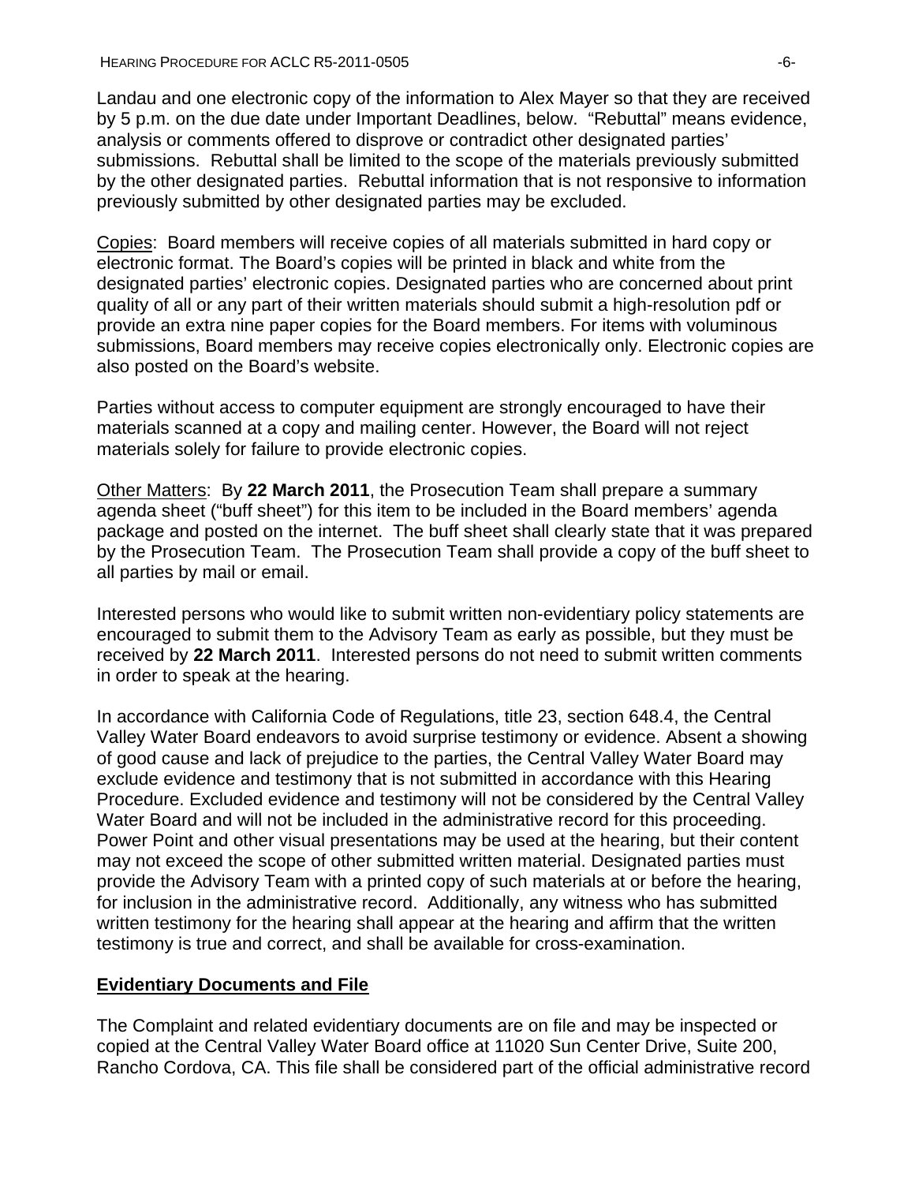Landau and one electronic copy of the information to Alex Mayer so that they are received by 5 p.m. on the due date under Important Deadlines, below. "Rebuttal" means evidence, analysis or comments offered to disprove or contradict other designated parties' submissions. Rebuttal shall be limited to the scope of the materials previously submitted by the other designated parties. Rebuttal information that is not responsive to information previously submitted by other designated parties may be excluded.

Copies: Board members will receive copies of all materials submitted in hard copy or electronic format. The Board's copies will be printed in black and white from the designated parties' electronic copies. Designated parties who are concerned about print quality of all or any part of their written materials should submit a high-resolution pdf or provide an extra nine paper copies for the Board members. For items with voluminous submissions, Board members may receive copies electronically only. Electronic copies are also posted on the Board's website.

Parties without access to computer equipment are strongly encouraged to have their materials scanned at a copy and mailing center. However, the Board will not reject materials solely for failure to provide electronic copies.

Other Matters: By **22 March 2011**, the Prosecution Team shall prepare a summary agenda sheet ("buff sheet") for this item to be included in the Board members' agenda package and posted on the internet. The buff sheet shall clearly state that it was prepared by the Prosecution Team. The Prosecution Team shall provide a copy of the buff sheet to all parties by mail or email.

Interested persons who would like to submit written non-evidentiary policy statements are encouraged to submit them to the Advisory Team as early as possible, but they must be received by **22 March 2011**. Interested persons do not need to submit written comments in order to speak at the hearing.

In accordance with California Code of Regulations, title 23, section 648.4, the Central Valley Water Board endeavors to avoid surprise testimony or evidence. Absent a showing of good cause and lack of prejudice to the parties, the Central Valley Water Board may exclude evidence and testimony that is not submitted in accordance with this Hearing Procedure. Excluded evidence and testimony will not be considered by the Central Valley Water Board and will not be included in the administrative record for this proceeding. Power Point and other visual presentations may be used at the hearing, but their content may not exceed the scope of other submitted written material. Designated parties must provide the Advisory Team with a printed copy of such materials at or before the hearing, for inclusion in the administrative record. Additionally, any witness who has submitted written testimony for the hearing shall appear at the hearing and affirm that the written testimony is true and correct, and shall be available for cross-examination.

## Evidentiary Documents and File

The Complaint and related evidentiary documents are on file and may be inspected or copied at the Central Valley Water Board office at 11020 Sun Center Drive, Suite 200, Rancho Cordova, CA. This file shall be considered part of the official administrative record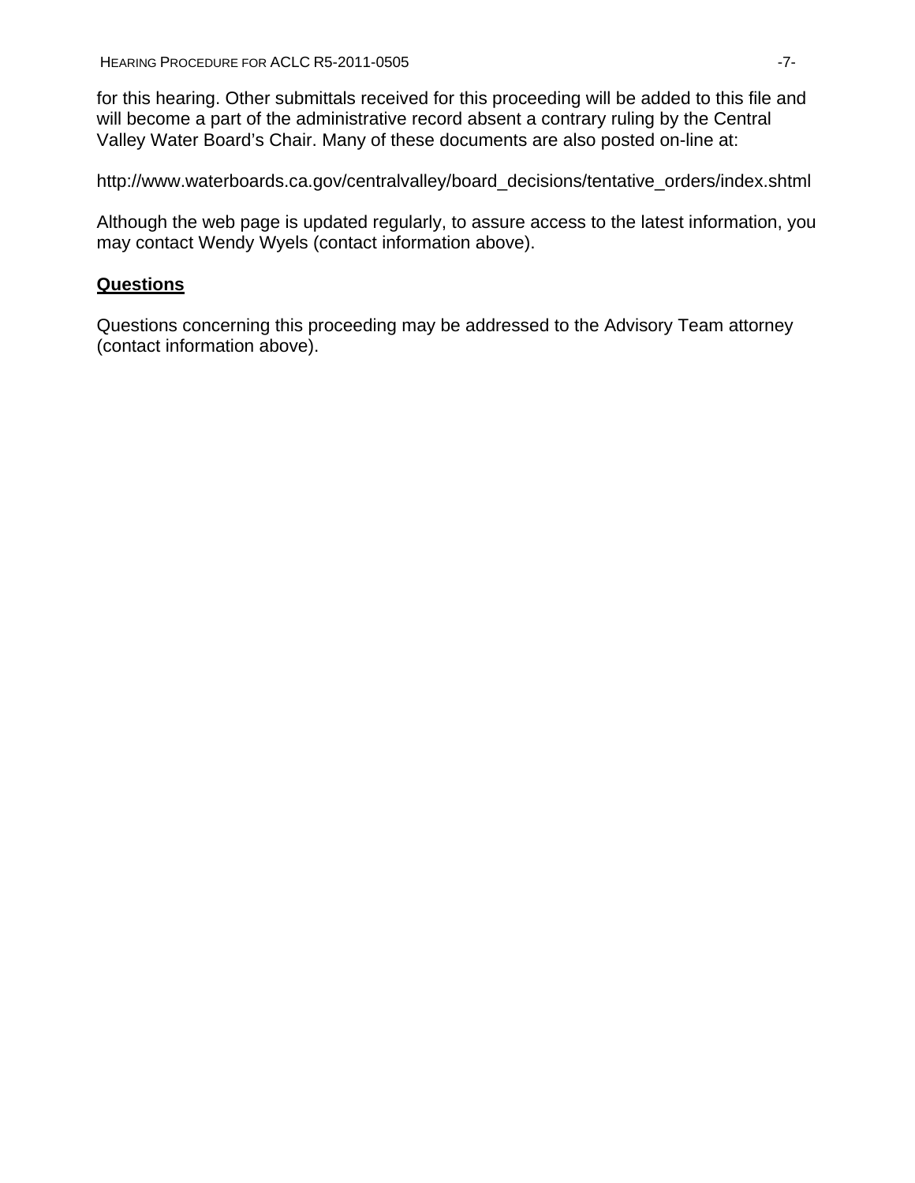for this hearing. Other submittals received for this proceeding will be added to this file and will become a part of the administrative record absent a contrary ruling by the Central Valley Water Board's Chair. Many of these documents are also posted on-line at:

http://www.waterboards.ca.gov/centralvalley/board_decisions/tentative_orders/index.shtml

Although the web page is updated regularly, to assure access to the latest information, you may contact Wendy Wyels (contact information above).

## Questions

Questions concerning this proceeding may be addressed to the Advisory Team attorney (contact information above).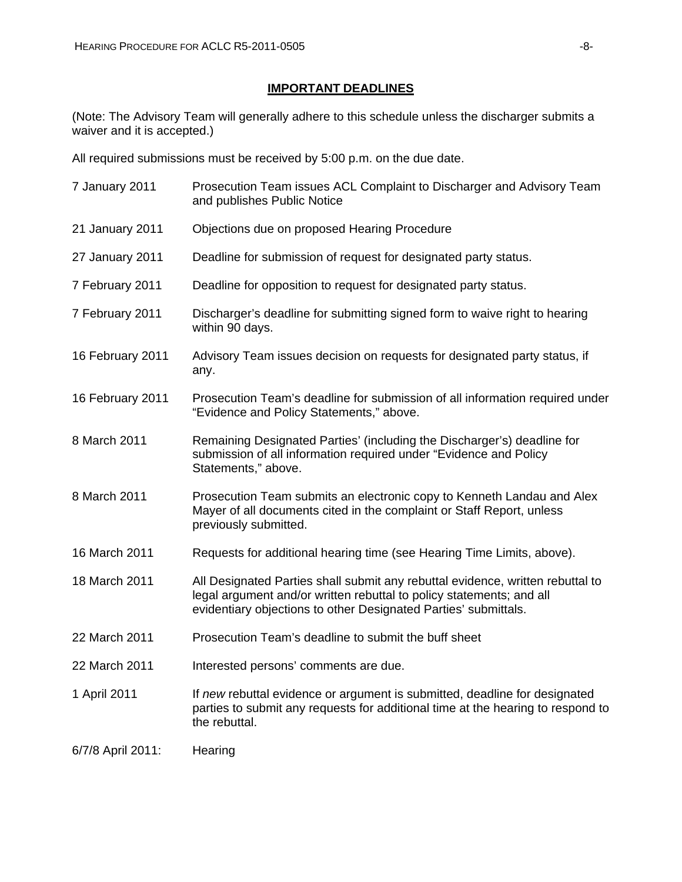## IMPORTANT DEADLINES

(Note: The Advisory Team will generally adhere to this schedule unless the discharger submits a waiver and it is accepted.)

All required submissions must be received by 5:00 p.m. on the due date.

| | |
|---|---|
| 7 January 2011 | Prosecution Team issues ACL Complaint to Discharger and Advisory Team and publishes Public Notice |
| 21 January 2011 | Objections due on proposed Hearing Procedure |
| 27 January 2011 | Deadline for submission of request for designated party status. |
| 7 February 2011 | Deadline for opposition to request for designated party status. |
| 7 February 2011 | Discharger's deadline for submitting signed form to waive right to hearing within 90 days. |
| 16 February 2011 | Advisory Team issues decision on requests for designated party status, if any. |
| 16 February 2011 | Prosecution Team's deadline for submission of all information required under "Evidence and Policy Statements," above. |
| 8 March 2011 | Remaining Designated Parties' (including the Discharger's) deadline for submission of all information required under "Evidence and Policy Statements," above. |
| 8 March 2011 | Prosecution Team submits an electronic copy to Kenneth Landau and Alex Mayer of all documents cited in the complaint or Staff Report, unless previously submitted. |
| 16 March 2011 | Requests for additional hearing time (see Hearing Time Limits, above). |
| 18 March 2011 | All Designated Parties shall submit any rebuttal evidence, written rebuttal to legal argument and/or written rebuttal to policy statements; and all evidentiary objections to other Designated Parties' submittals. |
| 22 March 2011 | Prosecution Team's deadline to submit the buff sheet |
| 22 March 2011 | Interested persons' comments are due. |
| 1 April 2011 | If *new* rebuttal evidence or argument is submitted, deadline for designated parties to submit any requests for additional time at the hearing to respond to the rebuttal. |
| 6/7/8 April 2011: | Hearing |